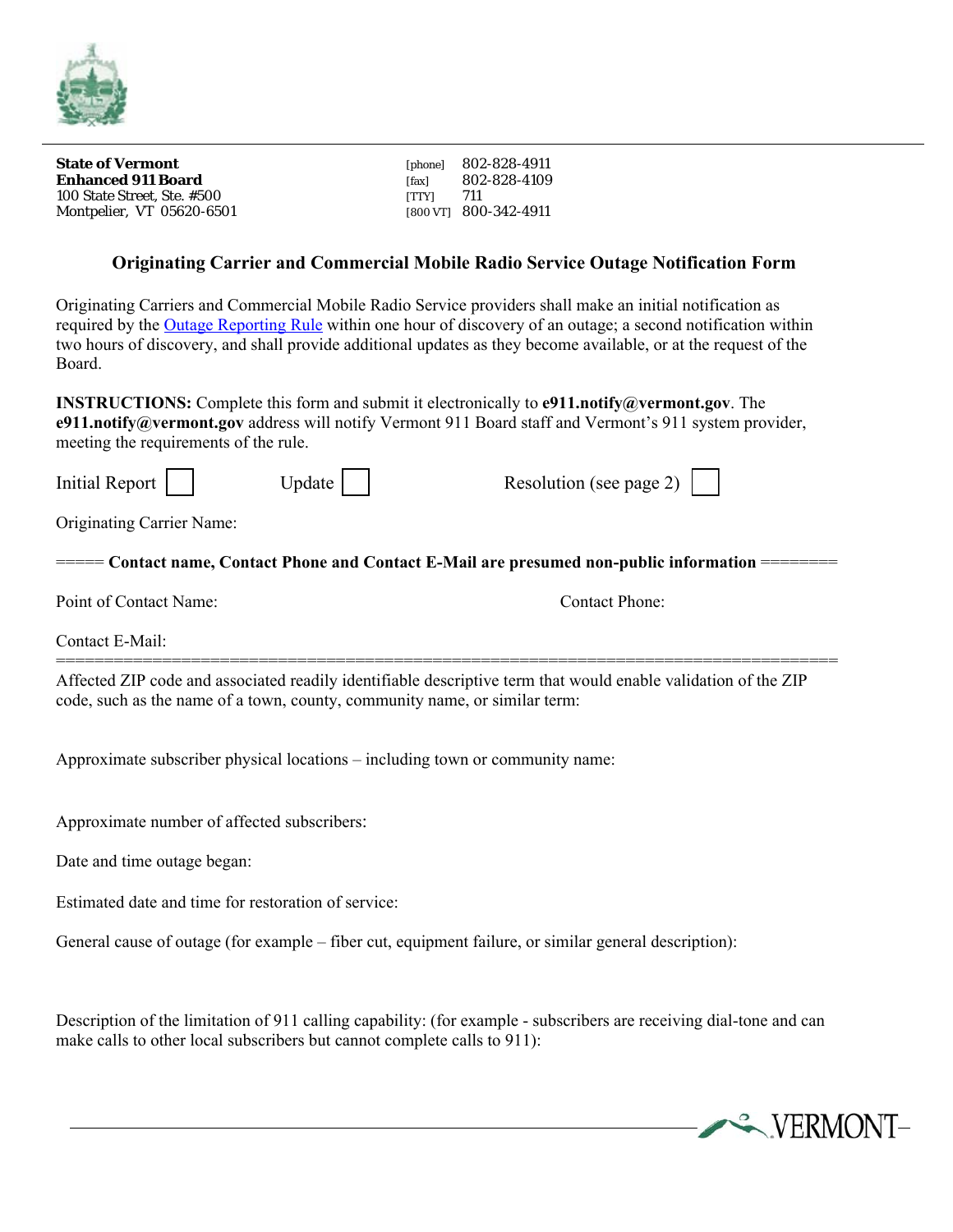**State of Vermont**
**Enhanced 911 Board**
100 State Street, Ste. #500
Montpelier, VT 05620-6501

[phone] 802-828-4911
[fax] 802-828-4109
[TTY] 711
[800 VT] 800-342-4911

## Originating Carrier and Commercial Mobile Radio Service Outage Notification Form

Originating Carriers and Commercial Mobile Radio Service providers shall make an initial notification as required by the Outage Reporting Rule within one hour of discovery of an outage; a second notification within two hours of discovery, and shall provide additional updates as they become available, or at the request of the Board.

**INSTRUCTIONS:** Complete this form and submit it electronically to **e911.notify@vermont.gov**. The **e911.notify@vermont.gov** address will notify Vermont 911 Board staff and Vermont's 911 system provider, meeting the requirements of the rule.

Initial Report ☐ Update ☐ Resolution (see page 2) ☐

Originating Carrier Name:

===== **Contact name, Contact Phone and Contact E-Mail are presumed non-public information** ========

Point of Contact Name: Contact Phone:

Contact E-Mail:

================================================================================

Affected ZIP code and associated readily identifiable descriptive term that would enable validation of the ZIP code, such as the name of a town, county, community name, or similar term:

Approximate subscriber physical locations – including town or community name:

Approximate number of affected subscribers:

Date and time outage began:

Estimated date and time for restoration of service:

General cause of outage (for example – fiber cut, equipment failure, or similar general description):

Description of the limitation of 911 calling capability: (for example - subscribers are receiving dial-tone and can make calls to other local subscribers but cannot complete calls to 911):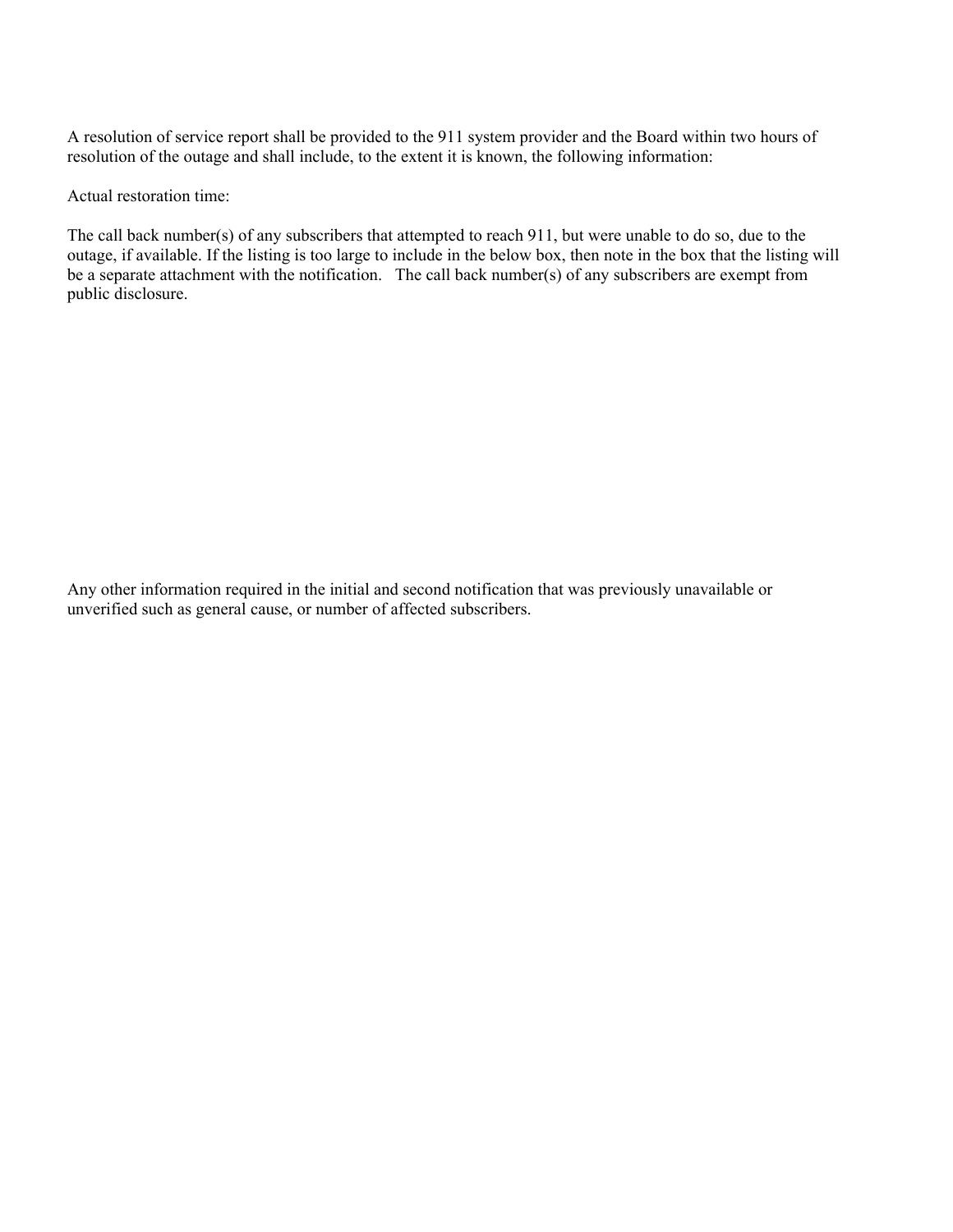A resolution of service report shall be provided to the 911 system provider and the Board within two hours of resolution of the outage and shall include, to the extent it is known, the following information:

Actual restoration time:

The call back number(s) of any subscribers that attempted to reach 911, but were unable to do so, due to the outage, if available. If the listing is too large to include in the below box, then note in the box that the listing will be a separate attachment with the notification. The call back number(s) of any subscribers are exempt from public disclosure.

Any other information required in the initial and second notification that was previously unavailable or unverified such as general cause, or number of affected subscribers.